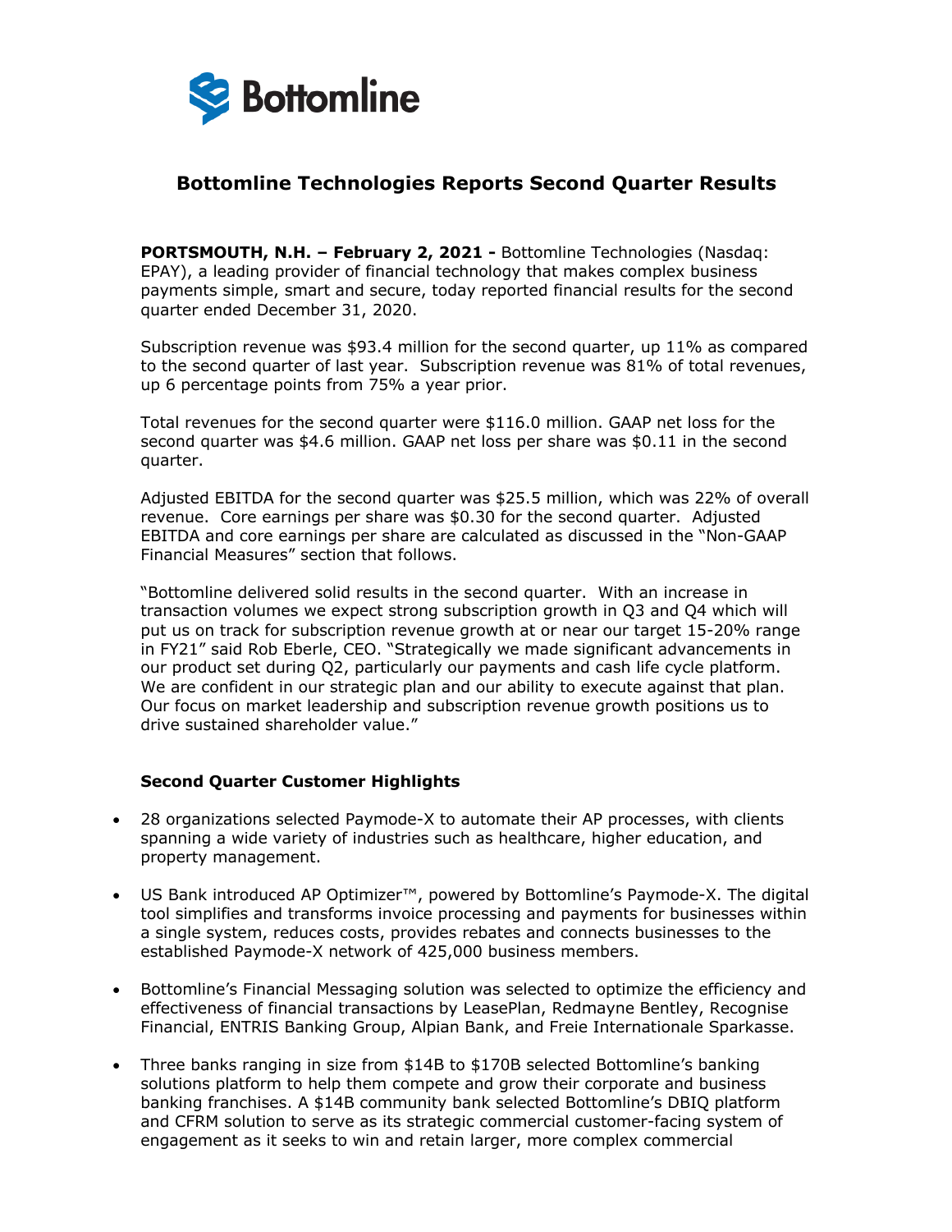# Bottomline Technologies Reports Second Quarter Results

**PORTSMOUTH, N.H. – February 2, 2021 -** Bottomline Technologies (Nasdaq: EPAY), a leading provider of financial technology that makes complex business payments simple, smart and secure, today reported financial results for the second quarter ended December 31, 2020.

Subscription revenue was $93.4 million for the second quarter, up 11% as compared to the second quarter of last year. Subscription revenue was 81% of total revenues, up 6 percentage points from 75% a year prior.

Total revenues for the second quarter were $116.0 million. GAAP net loss for the second quarter was $4.6 million. GAAP net loss per share was $0.11 in the second quarter.

Adjusted EBITDA for the second quarter was $25.5 million, which was 22% of overall revenue. Core earnings per share was $0.30 for the second quarter. Adjusted EBITDA and core earnings per share are calculated as discussed in the "Non-GAAP Financial Measures" section that follows.

"Bottomline delivered solid results in the second quarter. With an increase in transaction volumes we expect strong subscription growth in Q3 and Q4 which will put us on track for subscription revenue growth at or near our target 15-20% range in FY21" said Rob Eberle, CEO. "Strategically we made significant advancements in our product set during Q2, particularly our payments and cash life cycle platform. We are confident in our strategic plan and our ability to execute against that plan. Our focus on market leadership and subscription revenue growth positions us to drive sustained shareholder value."

### Second Quarter Customer Highlights

- 28 organizations selected Paymode-X to automate their AP processes, with clients spanning a wide variety of industries such as healthcare, higher education, and property management.
- US Bank introduced AP Optimizer™, powered by Bottomline's Paymode-X. The digital tool simplifies and transforms invoice processing and payments for businesses within a single system, reduces costs, provides rebates and connects businesses to the established Paymode-X network of 425,000 business members.
- Bottomline's Financial Messaging solution was selected to optimize the efficiency and effectiveness of financial transactions by LeasePlan, Redmayne Bentley, Recognise Financial, ENTRIS Banking Group, Alpian Bank, and Freie Internationale Sparkasse.
- Three banks ranging in size from $14B to $170B selected Bottomline's banking solutions platform to help them compete and grow their corporate and business banking franchises. A $14B community bank selected Bottomline's DBIQ platform and CFRM solution to serve as its strategic commercial customer-facing system of engagement as it seeks to win and retain larger, more complex commercial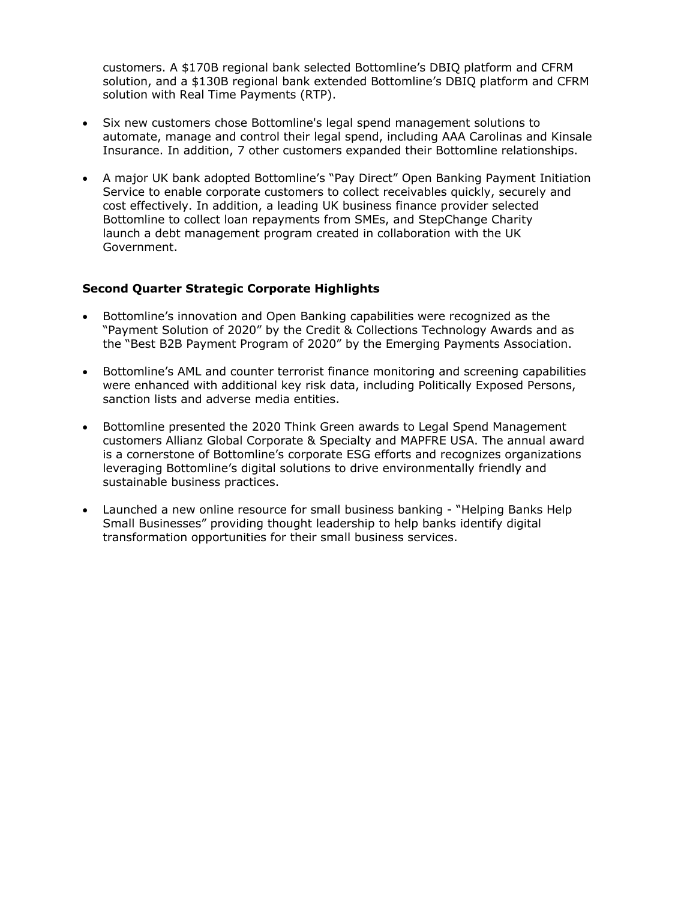customers. A $170B regional bank selected Bottomline's DBIQ platform and CFRM solution, and a $130B regional bank extended Bottomline's DBIQ platform and CFRM solution with Real Time Payments (RTP).

- Six new customers chose Bottomline's legal spend management solutions to automate, manage and control their legal spend, including AAA Carolinas and Kinsale Insurance. In addition, 7 other customers expanded their Bottomline relationships.
- A major UK bank adopted Bottomline's "Pay Direct" Open Banking Payment Initiation Service to enable corporate customers to collect receivables quickly, securely and cost effectively. In addition, a leading UK business finance provider selected Bottomline to collect loan repayments from SMEs, and StepChange Charity launch a debt management program created in collaboration with the UK Government.

**Second Quarter Strategic Corporate Highlights**

- Bottomline's innovation and Open Banking capabilities were recognized as the "Payment Solution of 2020" by the Credit & Collections Technology Awards and as the "Best B2B Payment Program of 2020" by the Emerging Payments Association.
- Bottomline's AML and counter terrorist finance monitoring and screening capabilities were enhanced with additional key risk data, including Politically Exposed Persons, sanction lists and adverse media entities.
- Bottomline presented the 2020 Think Green awards to Legal Spend Management customers Allianz Global Corporate & Specialty and MAPFRE USA. The annual award is a cornerstone of Bottomline's corporate ESG efforts and recognizes organizations leveraging Bottomline's digital solutions to drive environmentally friendly and sustainable business practices.
- Launched a new online resource for small business banking - "Helping Banks Help Small Businesses" providing thought leadership to help banks identify digital transformation opportunities for their small business services.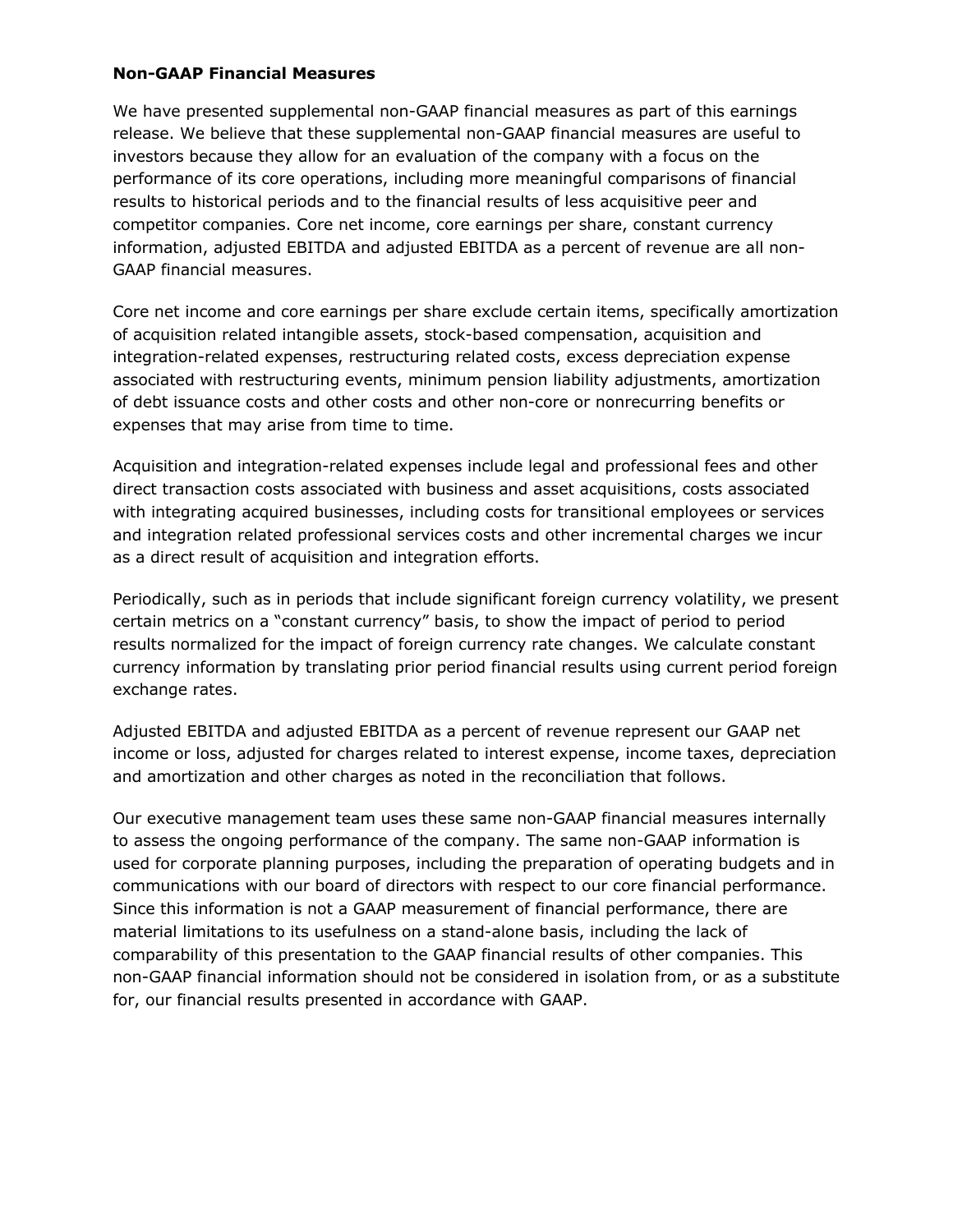**Non-GAAP Financial Measures**

We have presented supplemental non-GAAP financial measures as part of this earnings release. We believe that these supplemental non-GAAP financial measures are useful to investors because they allow for an evaluation of the company with a focus on the performance of its core operations, including more meaningful comparisons of financial results to historical periods and to the financial results of less acquisitive peer and competitor companies. Core net income, core earnings per share, constant currency information, adjusted EBITDA and adjusted EBITDA as a percent of revenue are all non-GAAP financial measures.

Core net income and core earnings per share exclude certain items, specifically amortization of acquisition related intangible assets, stock-based compensation, acquisition and integration-related expenses, restructuring related costs, excess depreciation expense associated with restructuring events, minimum pension liability adjustments, amortization of debt issuance costs and other costs and other non-core or nonrecurring benefits or expenses that may arise from time to time.

Acquisition and integration-related expenses include legal and professional fees and other direct transaction costs associated with business and asset acquisitions, costs associated with integrating acquired businesses, including costs for transitional employees or services and integration related professional services costs and other incremental charges we incur as a direct result of acquisition and integration efforts.

Periodically, such as in periods that include significant foreign currency volatility, we present certain metrics on a "constant currency" basis, to show the impact of period to period results normalized for the impact of foreign currency rate changes. We calculate constant currency information by translating prior period financial results using current period foreign exchange rates.

Adjusted EBITDA and adjusted EBITDA as a percent of revenue represent our GAAP net income or loss, adjusted for charges related to interest expense, income taxes, depreciation and amortization and other charges as noted in the reconciliation that follows.

Our executive management team uses these same non-GAAP financial measures internally to assess the ongoing performance of the company. The same non-GAAP information is used for corporate planning purposes, including the preparation of operating budgets and in communications with our board of directors with respect to our core financial performance. Since this information is not a GAAP measurement of financial performance, there are material limitations to its usefulness on a stand-alone basis, including the lack of comparability of this presentation to the GAAP financial results of other companies. This non-GAAP financial information should not be considered in isolation from, or as a substitute for, our financial results presented in accordance with GAAP.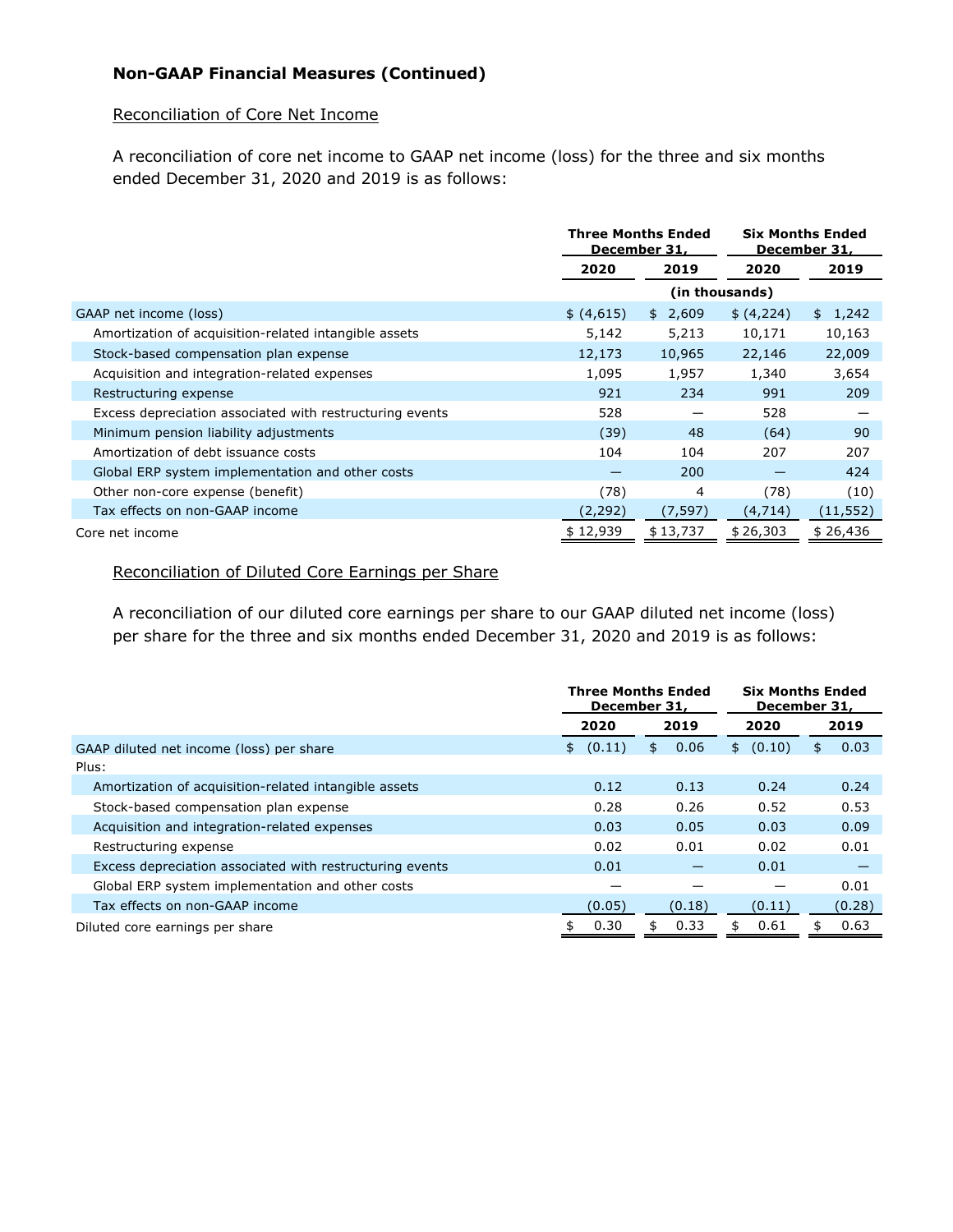## Non-GAAP Financial Measures (Continued)

### Reconciliation of Core Net Income

A reconciliation of core net income to GAAP net income (loss) for the three and six months ended December 31, 2020 and 2019 is as follows:

| | Three Months Ended December 31, | | Six Months Ended December 31, | |
|---|---|---|---|---|
| | 2020 | 2019 | 2020 | 2019 |
| | (in thousands) | | | |
| GAAP net income (loss) | $ (4,615) | $ 2,609 | $ (4,224) | $ 1,242 |
| Amortization of acquisition-related intangible assets | 5,142 | 5,213 | 10,171 | 10,163 |
| Stock-based compensation plan expense | 12,173 | 10,965 | 22,146 | 22,009 |
| Acquisition and integration-related expenses | 1,095 | 1,957 | 1,340 | 3,654 |
| Restructuring expense | 921 | 234 | 991 | 209 |
| Excess depreciation associated with restructuring events | 528 | — | 528 | — |
| Minimum pension liability adjustments | (39) | 48 | (64) | 90 |
| Amortization of debt issuance costs | 104 | 104 | 207 | 207 |
| Global ERP system implementation and other costs | — | 200 | — | 424 |
| Other non-core expense (benefit) | (78) | 4 | (78) | (10) |
| Tax effects on non-GAAP income | (2,292) | (7,597) | (4,714) | (11,552) |
| Core net income | $ 12,939 | $ 13,737 | $ 26,303 | $ 26,436 |

### Reconciliation of Diluted Core Earnings per Share

A reconciliation of our diluted core earnings per share to our GAAP diluted net income (loss) per share for the three and six months ended December 31, 2020 and 2019 is as follows:

| | Three Months Ended December 31, | | Six Months Ended December 31, | |
|---|---|---|---|---|
| | 2020 | 2019 | 2020 | 2019 |
| GAAP diluted net income (loss) per share | $ (0.11) | $ 0.06 | $ (0.10) | $ 0.03 |
| Plus: | | | | |
| Amortization of acquisition-related intangible assets | 0.12 | 0.13 | 0.24 | 0.24 |
| Stock-based compensation plan expense | 0.28 | 0.26 | 0.52 | 0.53 |
| Acquisition and integration-related expenses | 0.03 | 0.05 | 0.03 | 0.09 |
| Restructuring expense | 0.02 | 0.01 | 0.02 | 0.01 |
| Excess depreciation associated with restructuring events | 0.01 | — | 0.01 | — |
| Global ERP system implementation and other costs | — | — | — | 0.01 |
| Tax effects on non-GAAP income | (0.05) | (0.18) | (0.11) | (0.28) |
| Diluted core earnings per share | $ 0.30 | $ 0.33 | $ 0.61 | $ 0.63 |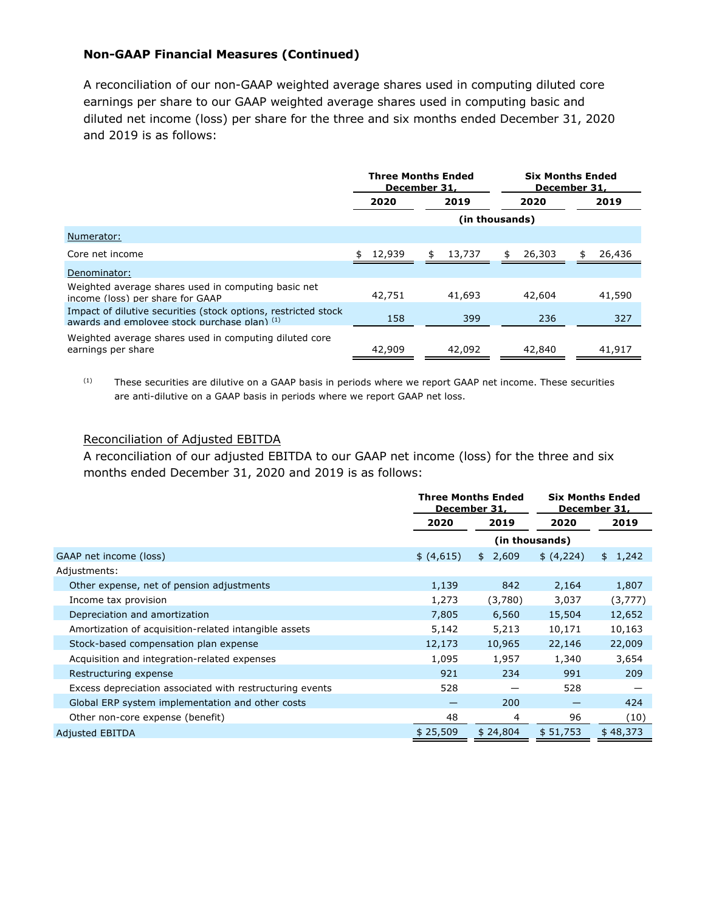## Non-GAAP Financial Measures (Continued)

A reconciliation of our non-GAAP weighted average shares used in computing diluted core earnings per share to our GAAP weighted average shares used in computing basic and diluted net income (loss) per share for the three and six months ended December 31, 2020 and 2019 is as follows:

| | Three Months Ended December 31, | | Six Months Ended December 31, | |
|---|---|---|---|---|
| | 2020 | 2019 | 2020 | 2019 |
| | (in thousands) | | | |
| Numerator: | | | | |
| Core net income | $ 12,939 | $ 13,737 | $ 26,303 | $ 26,436 |
| Denominator: | | | | |
| Weighted average shares used in computing basic net income (loss) per share for GAAP | 42,751 | 41,693 | 42,604 | 41,590 |
| Impact of dilutive securities (stock options, restricted stock awards and employee stock purchase plan) [(1)] | 158 | 399 | 236 | 327 |
| Weighted average shares used in computing diluted core earnings per share | 42,909 | 42,092 | 42,840 | 41,917 |

[(1)] These securities are dilutive on a GAAP basis in periods where we report GAAP net income. These securities are anti-dilutive on a GAAP basis in periods where we report GAAP net loss.

### Reconciliation of Adjusted EBITDA

A reconciliation of our adjusted EBITDA to our GAAP net income (loss) for the three and six months ended December 31, 2020 and 2019 is as follows:

| | Three Months Ended December 31, | | Six Months Ended December 31, | |
|---|---|---|---|---|
| | 2020 | 2019 | 2020 | 2019 |
| | (in thousands) | | | |
| GAAP net income (loss) | $ (4,615) | $ 2,609 | $ (4,224) | $ 1,242 |
| Adjustments: | | | | |
| Other expense, net of pension adjustments | 1,139 | 842 | 2,164 | 1,807 |
| Income tax provision | 1,273 | (3,780) | 3,037 | (3,777) |
| Depreciation and amortization | 7,805 | 6,560 | 15,504 | 12,652 |
| Amortization of acquisition-related intangible assets | 5,142 | 5,213 | 10,171 | 10,163 |
| Stock-based compensation plan expense | 12,173 | 10,965 | 22,146 | 22,009 |
| Acquisition and integration-related expenses | 1,095 | 1,957 | 1,340 | 3,654 |
| Restructuring expense | 921 | 234 | 991 | 209 |
| Excess depreciation associated with restructuring events | 528 | — | 528 | — |
| Global ERP system implementation and other costs | — | 200 | — | 424 |
| Other non-core expense (benefit) | 48 | 4 | 96 | (10) |
| Adjusted EBITDA | $ 25,509 | $ 24,804 | $ 51,753 | $ 48,373 |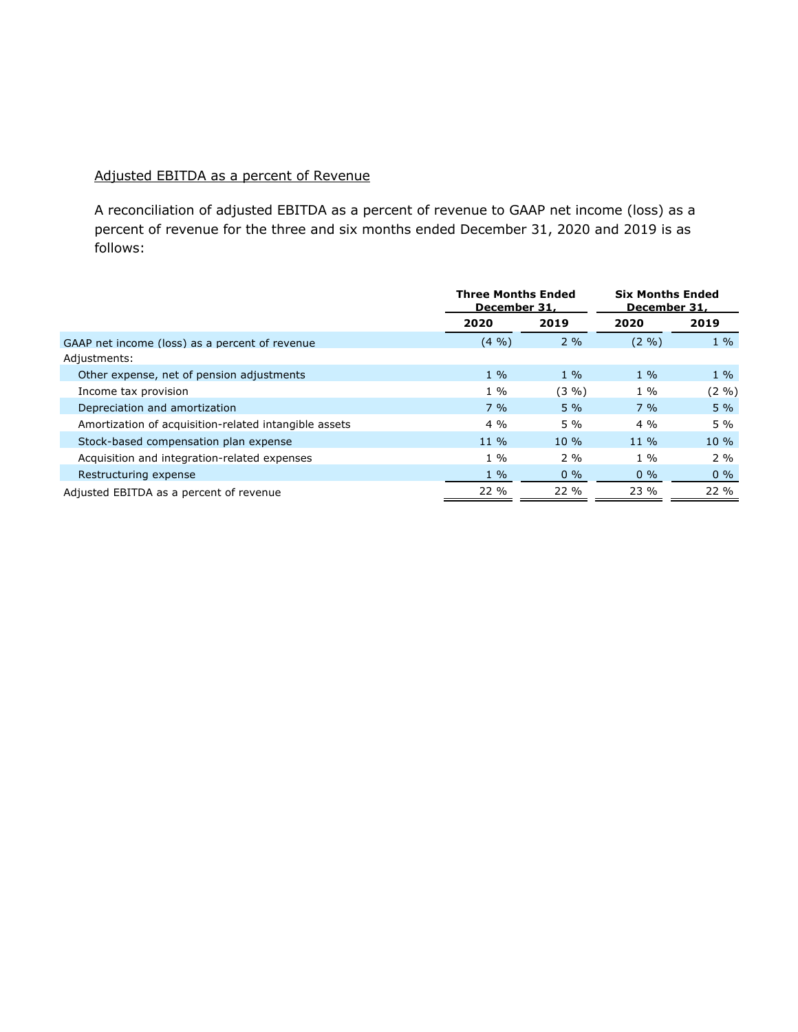## Adjusted EBITDA as a percent of Revenue

A reconciliation of adjusted EBITDA as a percent of revenue to GAAP net income (loss) as a percent of revenue for the three and six months ended December 31, 2020 and 2019 is as follows:

| | Three Months Ended December 31, | | Six Months Ended December 31, | |
|---|---|---|---|---|
| | **2020** | **2019** | **2020** | **2019** |
| GAAP net income (loss) as a percent of revenue | (4 %) | 2 % | (2 %) | 1 % |
| Adjustments: | | | | |
| Other expense, net of pension adjustments | 1 % | 1 % | 1 % | 1 % |
| Income tax provision | 1 % | (3 %) | 1 % | (2 %) |
| Depreciation and amortization | 7 % | 5 % | 7 % | 5 % |
| Amortization of acquisition-related intangible assets | 4 % | 5 % | 4 % | 5 % |
| Stock-based compensation plan expense | 11 % | 10 % | 11 % | 10 % |
| Acquisition and integration-related expenses | 1 % | 2 % | 1 % | 2 % |
| Restructuring expense | 1 % | 0 % | 0 % | 0 % |
| Adjusted EBITDA as a percent of revenue | 22 % | 22 % | 23 % | 22 % |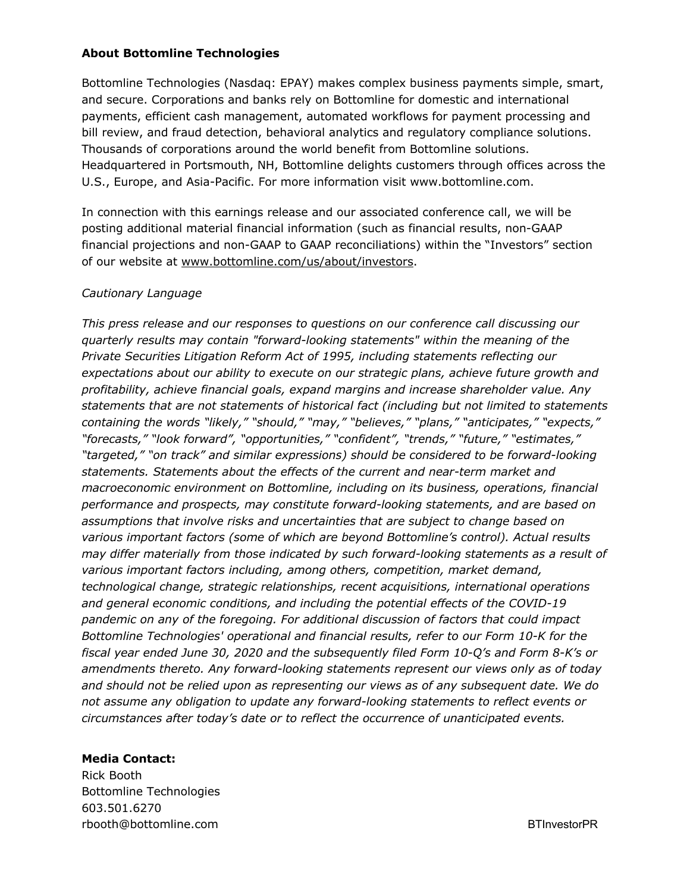**About Bottomline Technologies**

Bottomline Technologies (Nasdaq: EPAY) makes complex business payments simple, smart, and secure. Corporations and banks rely on Bottomline for domestic and international payments, efficient cash management, automated workflows for payment processing and bill review, and fraud detection, behavioral analytics and regulatory compliance solutions. Thousands of corporations around the world benefit from Bottomline solutions. Headquartered in Portsmouth, NH, Bottomline delights customers through offices across the U.S., Europe, and Asia-Pacific. For more information visit www.bottomline.com.

In connection with this earnings release and our associated conference call, we will be posting additional material financial information (such as financial results, non-GAAP financial projections and non-GAAP to GAAP reconciliations) within the "Investors" section of our website at www.bottomline.com/us/about/investors.

*Cautionary Language*

*This press release and our responses to questions on our conference call discussing our quarterly results may contain "forward-looking statements" within the meaning of the Private Securities Litigation Reform Act of 1995, including statements reflecting our expectations about our ability to execute on our strategic plans, achieve future growth and profitability, achieve financial goals, expand margins and increase shareholder value. Any statements that are not statements of historical fact (including but not limited to statements containing the words "likely," "should," "may," "believes," "plans," "anticipates," "expects," "forecasts," "look forward", "opportunities," "confident", "trends," "future," "estimates," "targeted," "on track" and similar expressions) should be considered to be forward-looking statements. Statements about the effects of the current and near-term market and macroeconomic environment on Bottomline, including on its business, operations, financial performance and prospects, may constitute forward-looking statements, and are based on assumptions that involve risks and uncertainties that are subject to change based on various important factors (some of which are beyond Bottomline's control). Actual results may differ materially from those indicated by such forward-looking statements as a result of various important factors including, among others, competition, market demand, technological change, strategic relationships, recent acquisitions, international operations and general economic conditions, and including the potential effects of the COVID-19 pandemic on any of the foregoing. For additional discussion of factors that could impact Bottomline Technologies' operational and financial results, refer to our Form 10-K for the fiscal year ended June 30, 2020 and the subsequently filed Form 10-Q's and Form 8-K's or amendments thereto. Any forward-looking statements represent our views only as of today and should not be relied upon as representing our views as of any subsequent date. We do not assume any obligation to update any forward-looking statements to reflect events or circumstances after today's date or to reflect the occurrence of unanticipated events.*

**Media Contact:**
Rick Booth
Bottomline Technologies
603.501.6270
rbooth@bottomline.com

BTInvestorPR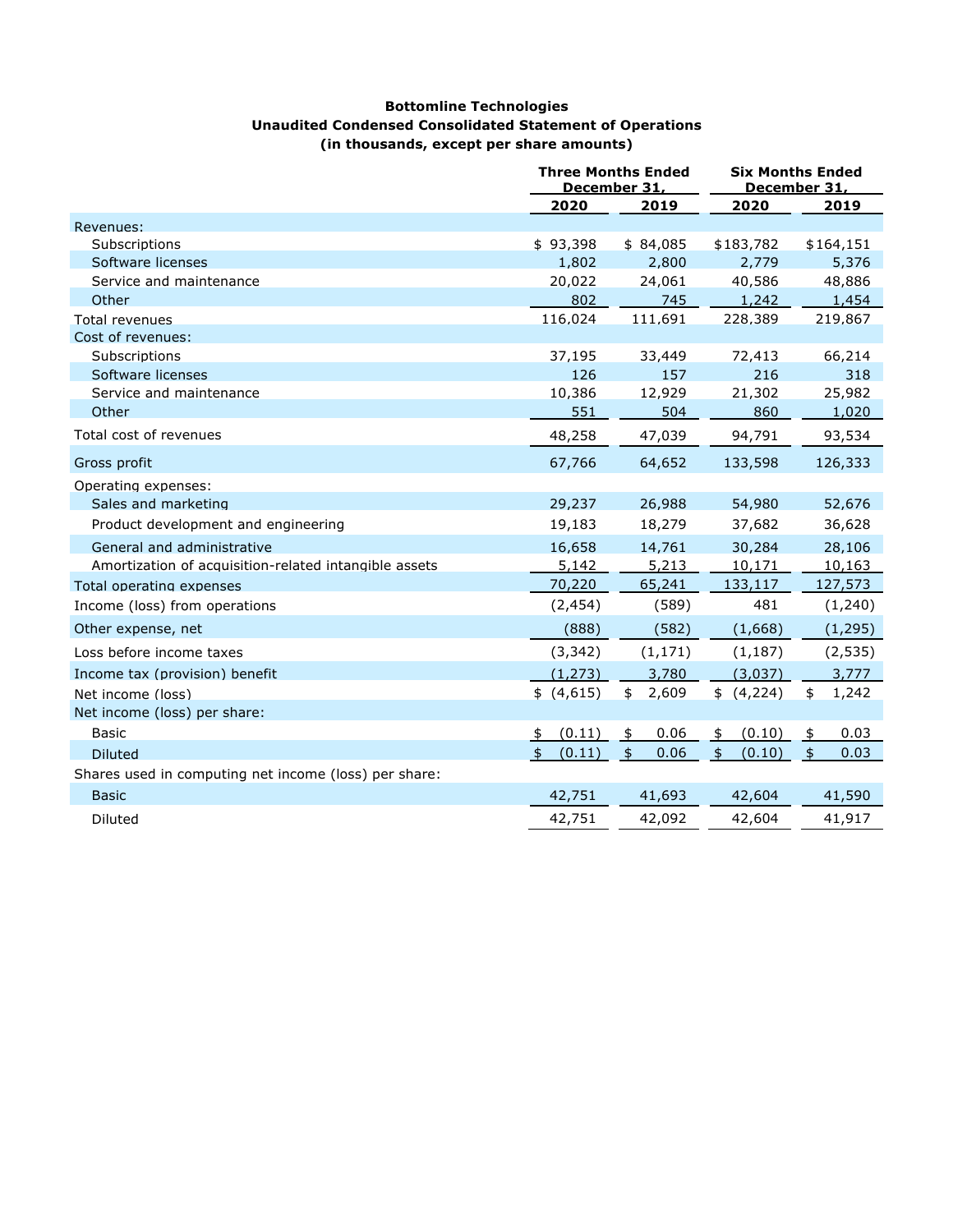**Bottomline Technologies**
**Unaudited Condensed Consolidated Statement of Operations**
**(in thousands, except per share amounts)**

| | Three Months Ended December 31, | | Six Months Ended December 31, | |
|---|---|---|---|---|
| | **2020** | **2019** | **2020** | **2019** |
| Revenues: | | | | |
| Subscriptions | $ 93,398 | $ 84,085 | $183,782 | $164,151 |
| Software licenses | 1,802 | 2,800 | 2,779 | 5,376 |
| Service and maintenance | 20,022 | 24,061 | 40,586 | 48,886 |
| Other | 802 | 745 | 1,242 | 1,454 |
| Total revenues | 116,024 | 111,691 | 228,389 | 219,867 |
| Cost of revenues: | | | | |
| Subscriptions | 37,195 | 33,449 | 72,413 | 66,214 |
| Software licenses | 126 | 157 | 216 | 318 |
| Service and maintenance | 10,386 | 12,929 | 21,302 | 25,982 |
| Other | 551 | 504 | 860 | 1,020 |
| Total cost of revenues | 48,258 | 47,039 | 94,791 | 93,534 |
| Gross profit | 67,766 | 64,652 | 133,598 | 126,333 |
| Operating expenses: | | | | |
| Sales and marketing | 29,237 | 26,988 | 54,980 | 52,676 |
| Product development and engineering | 19,183 | 18,279 | 37,682 | 36,628 |
| General and administrative | 16,658 | 14,761 | 30,284 | 28,106 |
| Amortization of acquisition-related intangible assets | 5,142 | 5,213 | 10,171 | 10,163 |
| Total operating expenses | 70,220 | 65,241 | 133,117 | 127,573 |
| Income (loss) from operations | (2,454) | (589) | 481 | (1,240) |
| Other expense, net | (888) | (582) | (1,668) | (1,295) |
| Loss before income taxes | (3,342) | (1,171) | (1,187) | (2,535) |
| Income tax (provision) benefit | (1,273) | 3,780 | (3,037) | 3,777 |
| Net income (loss) | $ (4,615) | $ 2,609 | $ (4,224) | $ 1,242 |
| Net income (loss) per share: | | | | |
| Basic | $ (0.11) | $ 0.06 | $ (0.10) | $ 0.03 |
| Diluted | $ (0.11) | $ 0.06 | $ (0.10) | $ 0.03 |
| Shares used in computing net income (loss) per share: | | | | |
| Basic | 42,751 | 41,693 | 42,604 | 41,590 |
| Diluted | 42,751 | 42,092 | 42,604 | 41,917 |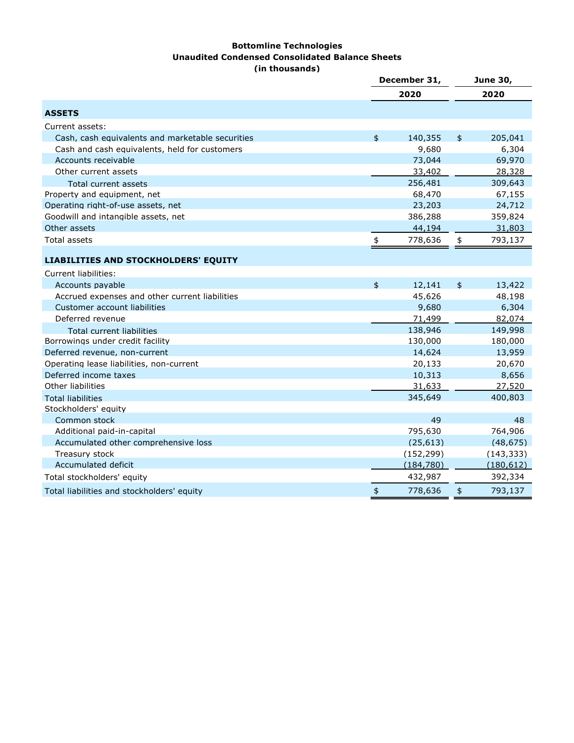**Bottomline Technologies**
**Unaudited Condensed Consolidated Balance Sheets**
**(in thousands)**

| | December 31, 2020 | June 30, 2020 |
|---|---|---|
| **ASSETS** | | |
| Current assets: | | |
| Cash, cash equivalents and marketable securities | $ 140,355 | $ 205,041 |
| Cash and cash equivalents, held for customers | 9,680 | 6,304 |
| Accounts receivable | 73,044 | 69,970 |
| Other current assets | 33,402 | 28,328 |
| Total current assets | 256,481 | 309,643 |
| Property and equipment, net | 68,470 | 67,155 |
| Operating right-of-use assets, net | 23,203 | 24,712 |
| Goodwill and intangible assets, net | 386,288 | 359,824 |
| Other assets | 44,194 | 31,803 |
| Total assets | $ 778,636 | $ 793,137 |
| **LIABILITIES AND STOCKHOLDERS' EQUITY** | | |
| Current liabilities: | | |
| Accounts payable | $ 12,141 | $ 13,422 |
| Accrued expenses and other current liabilities | 45,626 | 48,198 |
| Customer account liabilities | 9,680 | 6,304 |
| Deferred revenue | 71,499 | 82,074 |
| Total current liabilities | 138,946 | 149,998 |
| Borrowings under credit facility | 130,000 | 180,000 |
| Deferred revenue, non-current | 14,624 | 13,959 |
| Operating lease liabilities, non-current | 20,133 | 20,670 |
| Deferred income taxes | 10,313 | 8,656 |
| Other liabilities | 31,633 | 27,520 |
| Total liabilities | 345,649 | 400,803 |
| Stockholders' equity | | |
| Common stock | 49 | 48 |
| Additional paid-in-capital | 795,630 | 764,906 |
| Accumulated other comprehensive loss | (25,613) | (48,675) |
| Treasury stock | (152,299) | (143,333) |
| Accumulated deficit | (184,780) | (180,612) |
| Total stockholders' equity | 432,987 | 392,334 |
| Total liabilities and stockholders' equity | $ 778,636 | $ 793,137 |